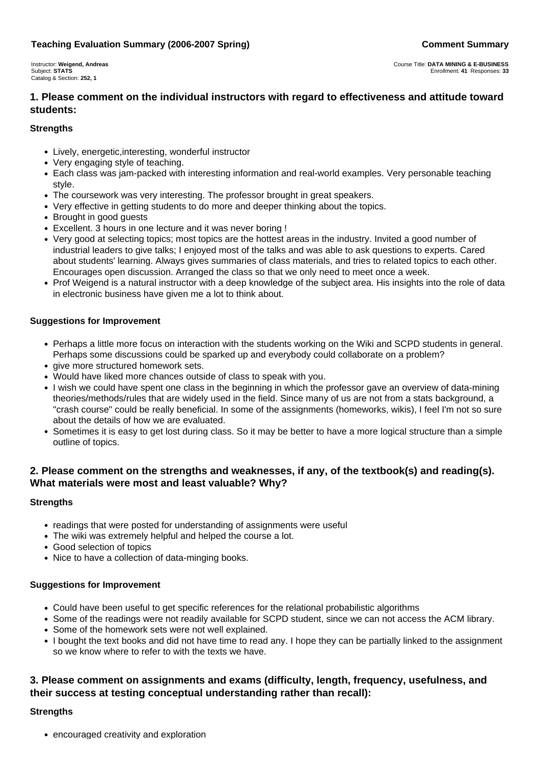**Teaching Evaluation Summary (2006-2007 Spring)**

**Comment Summary**

Instructor: **Weigend, Andreas**
Subject: **STATS**
Catalog & Section: **252, 1**

Course Title: **DATA MINING & E-BUSINESS**
Enrollment: **41** Responses: **33**

## 1. Please comment on the individual instructors with regard to effectiveness and attitude toward students:

### Strengths

- Lively, energetic,interesting, wonderful instructor
- Very engaging style of teaching.
- Each class was jam-packed with interesting information and real-world examples. Very personable teaching style.
- The coursework was very interesting. The professor brought in great speakers.
- Very effective in getting students to do more and deeper thinking about the topics.
- Brought in good guests
- Excellent. 3 hours in one lecture and it was never boring !
- Very good at selecting topics; most topics are the hottest areas in the industry. Invited a good number of industrial leaders to give talks; I enjoyed most of the talks and was able to ask questions to experts. Cared about students' learning. Always gives summaries of class materials, and tries to related topics to each other. Encourages open discussion. Arranged the class so that we only need to meet once a week.
- Prof Weigend is a natural instructor with a deep knowledge of the subject area. His insights into the role of data in electronic business have given me a lot to think about.

### Suggestions for Improvement

- Perhaps a little more focus on interaction with the students working on the Wiki and SCPD students in general. Perhaps some discussions could be sparked up and everybody could collaborate on a problem?
- give more structured homework sets.
- Would have liked more chances outside of class to speak with you.
- I wish we could have spent one class in the beginning in which the professor gave an overview of data-mining theories/methods/rules that are widely used in the field. Since many of us are not from a stats background, a "crash course" could be really beneficial. In some of the assignments (homeworks, wikis), I feel I'm not so sure about the details of how we are evaluated.
- Sometimes it is easy to get lost during class. So it may be better to have a more logical structure than a simple outline of topics.

## 2. Please comment on the strengths and weaknesses, if any, of the textbook(s) and reading(s). What materials were most and least valuable? Why?

### Strengths

- readings that were posted for understanding of assignments were useful
- The wiki was extremely helpful and helped the course a lot.
- Good selection of topics
- Nice to have a collection of data-minging books.

### Suggestions for Improvement

- Could have been useful to get specific references for the relational probabilistic algorithms
- Some of the readings were not readily available for SCPD student, since we can not access the ACM library.
- Some of the homework sets were not well explained.
- I bought the text books and did not have time to read any. I hope they can be partially linked to the assignment so we know where to refer to with the texts we have.

## 3. Please comment on assignments and exams (difficulty, length, frequency, usefulness, and their success at testing conceptual understanding rather than recall):

### Strengths

- encouraged creativity and exploration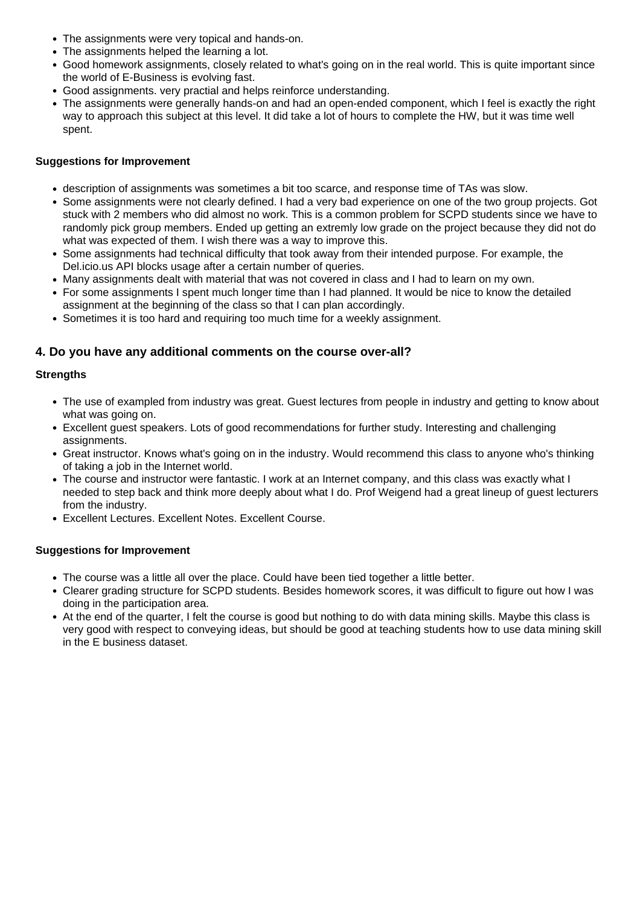- The assignments were very topical and hands-on.
- The assignments helped the learning a lot.
- Good homework assignments, closely related to what's going on in the real world. This is quite important since the world of E-Business is evolving fast.
- Good assignments. very practial and helps reinforce understanding.
- The assignments were generally hands-on and had an open-ended component, which I feel is exactly the right way to approach this subject at this level. It did take a lot of hours to complete the HW, but it was time well spent.

**Suggestions for Improvement**

- description of assignments was sometimes a bit too scarce, and response time of TAs was slow.
- Some assignments were not clearly defined. I had a very bad experience on one of the two group projects. Got stuck with 2 members who did almost no work. This is a common problem for SCPD students since we have to randomly pick group members. Ended up getting an extremly low grade on the project because they did not do what was expected of them. I wish there was a way to improve this.
- Some assignments had technical difficulty that took away from their intended purpose. For example, the Del.icio.us API blocks usage after a certain number of queries.
- Many assignments dealt with material that was not covered in class and I had to learn on my own.
- For some assignments I spent much longer time than I had planned. It would be nice to know the detailed assignment at the beginning of the class so that I can plan accordingly.
- Sometimes it is too hard and requiring too much time for a weekly assignment.

### 4. Do you have any additional comments on the course over-all?

**Strengths**

- The use of exampled from industry was great. Guest lectures from people in industry and getting to know about what was going on.
- Excellent guest speakers. Lots of good recommendations for further study. Interesting and challenging assignments.
- Great instructor. Knows what's going on in the industry. Would recommend this class to anyone who's thinking of taking a job in the Internet world.
- The course and instructor were fantastic. I work at an Internet company, and this class was exactly what I needed to step back and think more deeply about what I do. Prof Weigend had a great lineup of guest lecturers from the industry.
- Excellent Lectures. Excellent Notes. Excellent Course.

**Suggestions for Improvement**

- The course was a little all over the place. Could have been tied together a little better.
- Clearer grading structure for SCPD students. Besides homework scores, it was difficult to figure out how I was doing in the participation area.
- At the end of the quarter, I felt the course is good but nothing to do with data mining skills. Maybe this class is very good with respect to conveying ideas, but should be good at teaching students how to use data mining skill in the E business dataset.